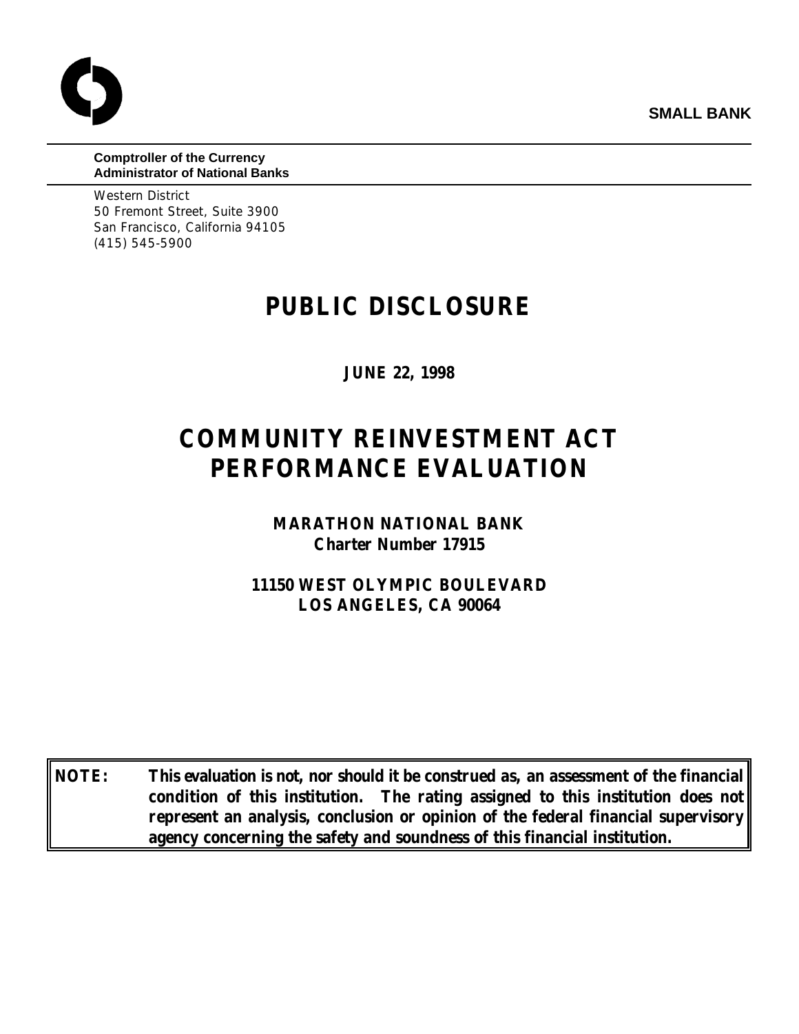**SMALL BANK**

**Comptroller of the Currency**
**Administrator of National Banks**

Western District
50 Fremont Street, Suite 3900
San Francisco, California 94105
(415) 545-5900

# PUBLIC DISCLOSURE

**JUNE 22, 1998**

# COMMUNITY REINVESTMENT ACT PERFORMANCE EVALUATION

**MARATHON NATIONAL BANK**
**Charter Number 17915**

**11150 WEST OLYMPIC BOULEVARD**
**LOS ANGELES, CA 90064**

**NOTE: This evaluation is not, nor should it be construed as, an assessment of the financial condition of this institution. The rating assigned to this institution does not represent an analysis, conclusion or opinion of the federal financial supervisory agency concerning the safety and soundness of this financial institution.**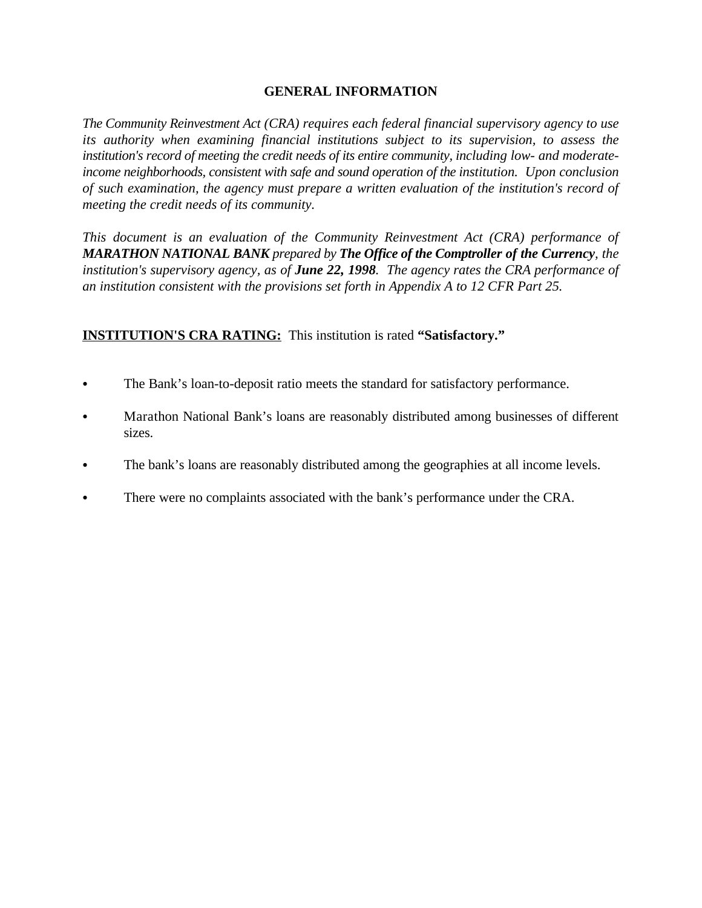## GENERAL INFORMATION

*The Community Reinvestment Act (CRA) requires each federal financial supervisory agency to use its authority when examining financial institutions subject to its supervision, to assess the institution's record of meeting the credit needs of its entire community, including low- and moderate-income neighborhoods, consistent with safe and sound operation of the institution. Upon conclusion of such examination, the agency must prepare a written evaluation of the institution's record of meeting the credit needs of its community.*

*This document is an evaluation of the Community Reinvestment Act (CRA) performance of **MARATHON NATIONAL BANK** prepared by **The Office of the Comptroller of the Currency**, the institution's supervisory agency, as of **June 22, 1998**. The agency rates the CRA performance of an institution consistent with the provisions set forth in Appendix A to 12 CFR Part 25.*

**INSTITUTION'S CRA RATING:** This institution is rated **"Satisfactory."**

- The Bank's loan-to-deposit ratio meets the standard for satisfactory performance.
- Marathon National Bank's loans are reasonably distributed among businesses of different sizes.
- The bank's loans are reasonably distributed among the geographies at all income levels.
- There were no complaints associated with the bank's performance under the CRA.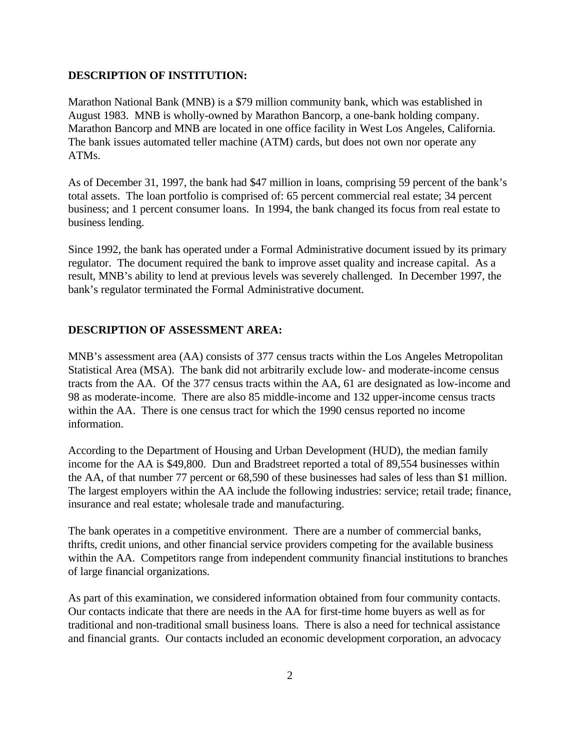**DESCRIPTION OF INSTITUTION:**

Marathon National Bank (MNB) is a $79 million community bank, which was established in August 1983. MNB is wholly-owned by Marathon Bancorp, a one-bank holding company. Marathon Bancorp and MNB are located in one office facility in West Los Angeles, California. The bank issues automated teller machine (ATM) cards, but does not own nor operate any ATMs.

As of December 31, 1997, the bank had $47 million in loans, comprising 59 percent of the bank's total assets. The loan portfolio is comprised of: 65 percent commercial real estate; 34 percent business; and 1 percent consumer loans. In 1994, the bank changed its focus from real estate to business lending.

Since 1992, the bank has operated under a Formal Administrative document issued by its primary regulator. The document required the bank to improve asset quality and increase capital. As a result, MNB's ability to lend at previous levels was severely challenged. In December 1997, the bank's regulator terminated the Formal Administrative document.

**DESCRIPTION OF ASSESSMENT AREA:**

MNB's assessment area (AA) consists of 377 census tracts within the Los Angeles Metropolitan Statistical Area (MSA). The bank did not arbitrarily exclude low- and moderate-income census tracts from the AA. Of the 377 census tracts within the AA, 61 are designated as low-income and 98 as moderate-income. There are also 85 middle-income and 132 upper-income census tracts within the AA. There is one census tract for which the 1990 census reported no income information.

According to the Department of Housing and Urban Development (HUD), the median family income for the AA is $49,800. Dun and Bradstreet reported a total of 89,554 businesses within the AA, of that number 77 percent or 68,590 of these businesses had sales of less than $1 million. The largest employers within the AA include the following industries: service; retail trade; finance, insurance and real estate; wholesale trade and manufacturing.

The bank operates in a competitive environment. There are a number of commercial banks, thrifts, credit unions, and other financial service providers competing for the available business within the AA. Competitors range from independent community financial institutions to branches of large financial organizations.

As part of this examination, we considered information obtained from four community contacts. Our contacts indicate that there are needs in the AA for first-time home buyers as well as for traditional and non-traditional small business loans. There is also a need for technical assistance and financial grants. Our contacts included an economic development corporation, an advocacy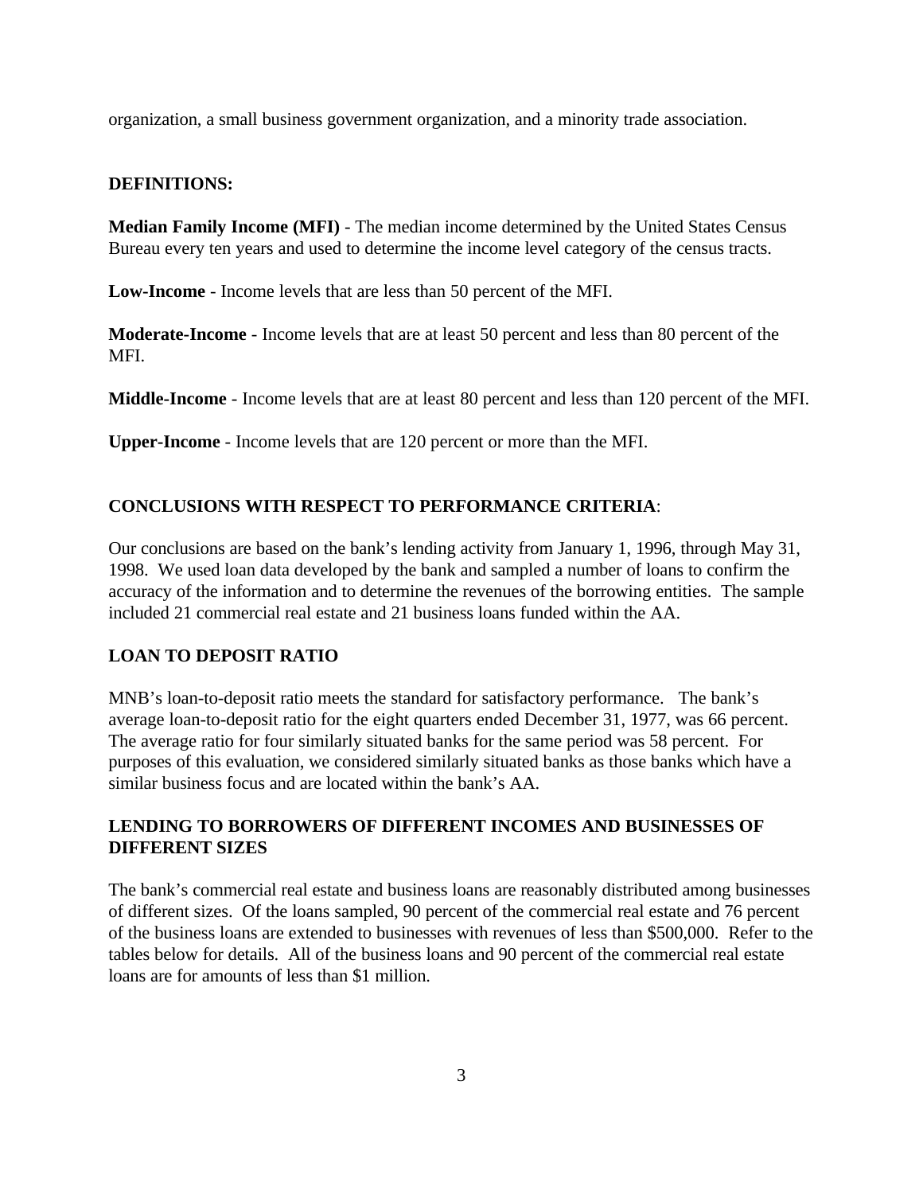organization, a small business government organization, and a minority trade association.

**DEFINITIONS:**

**Median Family Income (MFI)** - The median income determined by the United States Census Bureau every ten years and used to determine the income level category of the census tracts.

**Low-Income** - Income levels that are less than 50 percent of the MFI.

**Moderate-Income** - Income levels that are at least 50 percent and less than 80 percent of the MFI.

**Middle-Income** - Income levels that are at least 80 percent and less than 120 percent of the MFI.

**Upper-Income** - Income levels that are 120 percent or more than the MFI.

**CONCLUSIONS WITH RESPECT TO PERFORMANCE CRITERIA**:

Our conclusions are based on the bank's lending activity from January 1, 1996, through May 31, 1998. We used loan data developed by the bank and sampled a number of loans to confirm the accuracy of the information and to determine the revenues of the borrowing entities. The sample included 21 commercial real estate and 21 business loans funded within the AA.

**LOAN TO DEPOSIT RATIO**

MNB's loan-to-deposit ratio meets the standard for satisfactory performance. The bank's average loan-to-deposit ratio for the eight quarters ended December 31, 1977, was 66 percent. The average ratio for four similarly situated banks for the same period was 58 percent. For purposes of this evaluation, we considered similarly situated banks as those banks which have a similar business focus and are located within the bank's AA.

**LENDING TO BORROWERS OF DIFFERENT INCOMES AND BUSINESSES OF DIFFERENT SIZES**

The bank's commercial real estate and business loans are reasonably distributed among businesses of different sizes. Of the loans sampled, 90 percent of the commercial real estate and 76 percent of the business loans are extended to businesses with revenues of less than $500,000. Refer to the tables below for details. All of the business loans and 90 percent of the commercial real estate loans are for amounts of less than $1 million.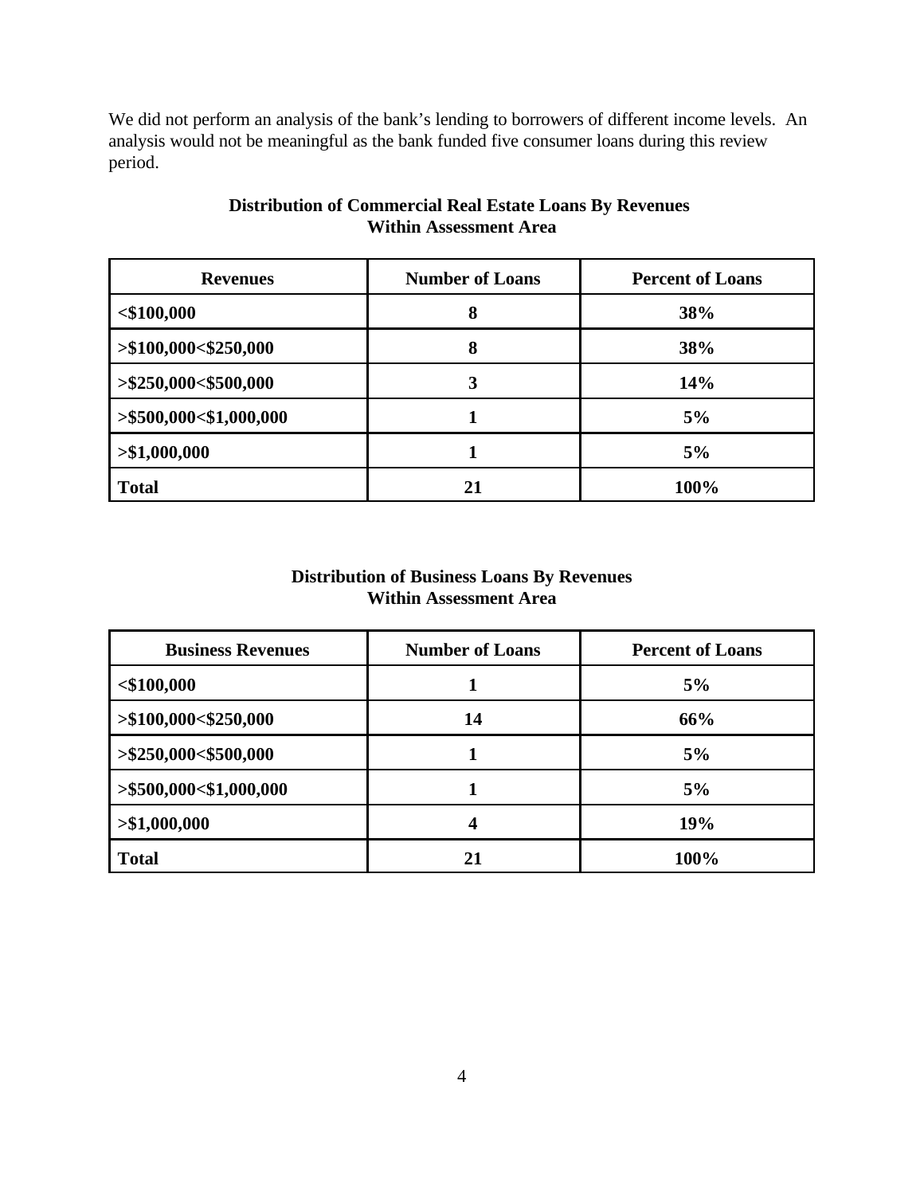We did not perform an analysis of the bank's lending to borrowers of different income levels. An analysis would not be meaningful as the bank funded five consumer loans during this review period.

**Distribution of Commercial Real Estate Loans By Revenues Within Assessment Area**

| Revenues | Number of Loans | Percent of Loans |
|---|---|---|
| <$100,000 | 8 | 38% |
| >$100,000<$250,000 | 8 | 38% |
| >$250,000<$500,000 | 3 | 14% |
| >$500,000<$1,000,000 | 1 | 5% |
| >$1,000,000 | 1 | 5% |
| **Total** | **21** | **100%** |

**Distribution of Business Loans By Revenues Within Assessment Area**

| Business Revenues | Number of Loans | Percent of Loans |
|---|---|---|
| <$100,000 | 1 | 5% |
| >$100,000<$250,000 | 14 | 66% |
| >$250,000<$500,000 | 1 | 5% |
| >$500,000<$1,000,000 | 1 | 5% |
| >$1,000,000 | 4 | 19% |
| **Total** | **21** | **100%** |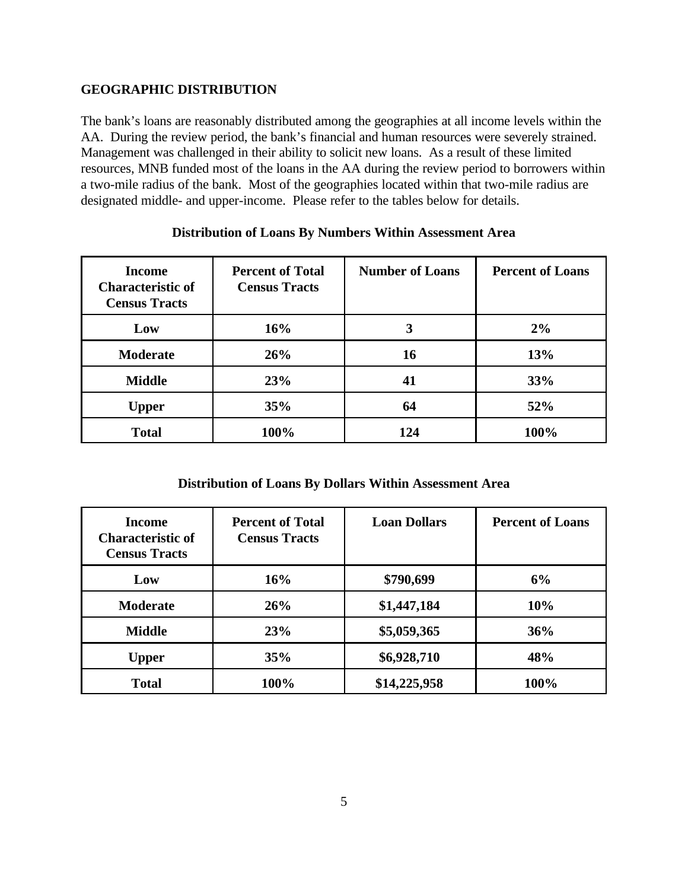## GEOGRAPHIC DISTRIBUTION

The bank's loans are reasonably distributed among the geographies at all income levels within the AA. During the review period, the bank's financial and human resources were severely strained. Management was challenged in their ability to solicit new loans. As a result of these limited resources, MNB funded most of the loans in the AA during the review period to borrowers within a two-mile radius of the bank. Most of the geographies located within that two-mile radius are designated middle- and upper-income. Please refer to the tables below for details.

**Distribution of Loans By Numbers Within Assessment Area**

| Income Characteristic of Census Tracts | Percent of Total Census Tracts | Number of Loans | Percent of Loans |
|---|---|---|---|
| Low | 16% | 3 | 2% |
| Moderate | 26% | 16 | 13% |
| Middle | 23% | 41 | 33% |
| Upper | 35% | 64 | 52% |
| Total | 100% | 124 | 100% |

**Distribution of Loans By Dollars Within Assessment Area**

| Income Characteristic of Census Tracts | Percent of Total Census Tracts | Loan Dollars | Percent of Loans |
|---|---|---|---|
| Low | 16% | $790,699 | 6% |
| Moderate | 26% | $1,447,184 | 10% |
| Middle | 23% | $5,059,365 | 36% |
| Upper | 35% | $6,928,710 | 48% |
| Total | 100% | $14,225,958 | 100% |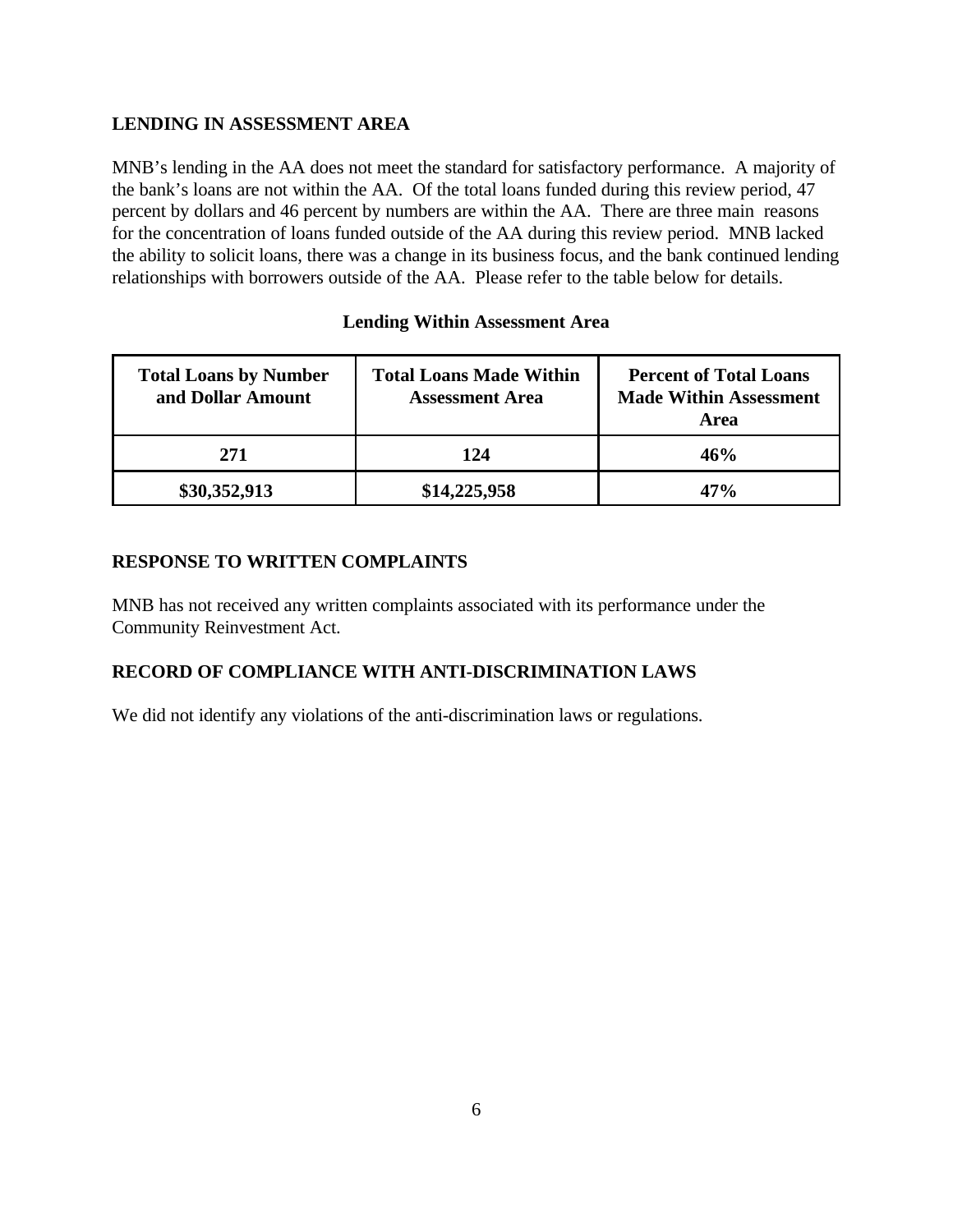## LENDING IN ASSESSMENT AREA

MNB's lending in the AA does not meet the standard for satisfactory performance. A majority of the bank's loans are not within the AA. Of the total loans funded during this review period, 47 percent by dollars and 46 percent by numbers are within the AA. There are three main reasons for the concentration of loans funded outside of the AA during this review period. MNB lacked the ability to solicit loans, there was a change in its business focus, and the bank continued lending relationships with borrowers outside of the AA. Please refer to the table below for details.

**Lending Within Assessment Area**

| Total Loans by Number and Dollar Amount | Total Loans Made Within Assessment Area | Percent of Total Loans Made Within Assessment Area |
|---|---|---|
| **271** | **124** | **46%** |
| **$30,352,913** | **$14,225,958** | **47%** |

## RESPONSE TO WRITTEN COMPLAINTS

MNB has not received any written complaints associated with its performance under the Community Reinvestment Act.

## RECORD OF COMPLIANCE WITH ANTI-DISCRIMINATION LAWS

We did not identify any violations of the anti-discrimination laws or regulations.